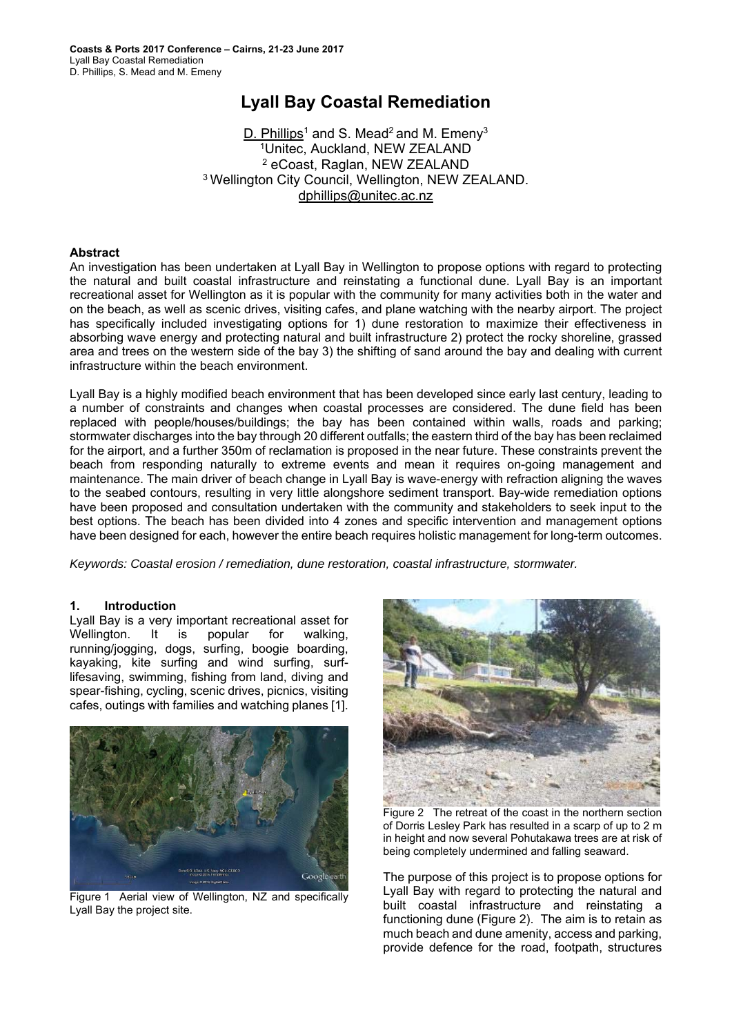# Lyall Bay Coastal Remediation

D. Phillips[1] and S. Mead[2] and M. Emeny[3]
[1]Unitec, Auckland, NEW ZEALAND
[2] eCoast, Raglan, NEW ZEALAND
[3] Wellington City Council, Wellington, NEW ZEALAND.
dphillips@unitec.ac.nz

## Abstract

An investigation has been undertaken at Lyall Bay in Wellington to propose options with regard to protecting the natural and built coastal infrastructure and reinstating a functional dune. Lyall Bay is an important recreational asset for Wellington as it is popular with the community for many activities both in the water and on the beach, as well as scenic drives, visiting cafes, and plane watching with the nearby airport. The project has specifically included investigating options for 1) dune restoration to maximize their effectiveness in absorbing wave energy and protecting natural and built infrastructure 2) protect the rocky shoreline, grassed area and trees on the western side of the bay 3) the shifting of sand around the bay and dealing with current infrastructure within the beach environment.

Lyall Bay is a highly modified beach environment that has been developed since early last century, leading to a number of constraints and changes when coastal processes are considered. The dune field has been replaced with people/houses/buildings; the bay has been contained within walls, roads and parking; stormwater discharges into the bay through 20 different outfalls; the eastern third of the bay has been reclaimed for the airport, and a further 350m of reclamation is proposed in the near future. These constraints prevent the beach from responding naturally to extreme events and mean it requires on-going management and maintenance. The main driver of beach change in Lyall Bay is wave-energy with refraction aligning the waves to the seabed contours, resulting in very little alongshore sediment transport. Bay-wide remediation options have been proposed and consultation undertaken with the community and stakeholders to seek input to the best options. The beach has been divided into 4 zones and specific intervention and management options have been designed for each, however the entire beach requires holistic management for long-term outcomes.

*Keywords: Coastal erosion / remediation, dune restoration, coastal infrastructure, stormwater.*

## 1. Introduction

Lyall Bay is a very important recreational asset for Wellington. It is popular for walking, running/jogging, dogs, surfing, boogie boarding, kayaking, kite surfing and wind surfing, surf-lifesaving, swimming, fishing from land, diving and spear-fishing, cycling, scenic drives, picnics, visiting cafes, outings with families and watching planes [1].

Figure 1 Aerial view of Wellington, NZ and specifically Lyall Bay the project site.

Figure 2 The retreat of the coast in the northern section of Dorris Lesley Park has resulted in a scarp of up to 2 m in height and now several Pohutakawa trees are at risk of being completely undermined and falling seaward.

The purpose of this project is to propose options for Lyall Bay with regard to protecting the natural and built coastal infrastructure and reinstating a functioning dune (Figure 2). The aim is to retain as much beach and dune amenity, access and parking, provide defence for the road, footpath, structures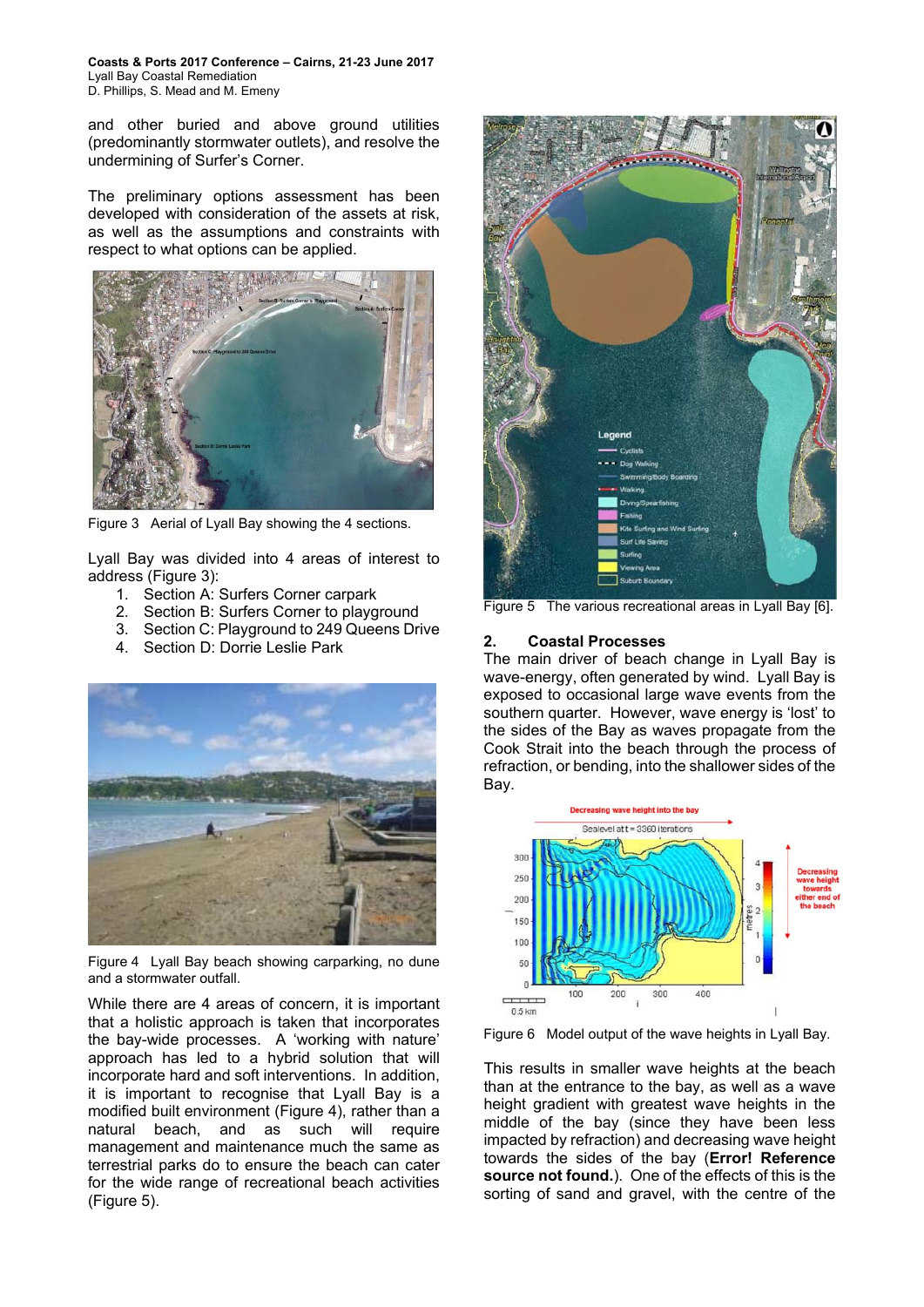and other buried and above ground utilities (predominantly stormwater outlets), and resolve the undermining of Surfer's Corner.

The preliminary options assessment has been developed with consideration of the assets at risk, as well as the assumptions and constraints with respect to what options can be applied.

Figure 3 Aerial of Lyall Bay showing the 4 sections.

Lyall Bay was divided into 4 areas of interest to address (Figure 3):

1. Section A: Surfers Corner carpark
2. Section B: Surfers Corner to playground
3. Section C: Playground to 249 Queens Drive
4. Section D: Dorrie Leslie Park

Figure 4 Lyall Bay beach showing carparking, no dune and a stormwater outfall.

While there are 4 areas of concern, it is important that a holistic approach is taken that incorporates the bay-wide processes. A 'working with nature' approach has led to a hybrid solution that will incorporate hard and soft interventions. In addition, it is important to recognise that Lyall Bay is a modified built environment (Figure 4), rather than a natural beach, and as such will require management and maintenance much the same as terrestrial parks do to ensure the beach can cater for the wide range of recreational beach activities (Figure 5).

Figure 5 The various recreational areas in Lyall Bay [6].

## 2. Coastal Processes

The main driver of beach change in Lyall Bay is wave-energy, often generated by wind. Lyall Bay is exposed to occasional large wave events from the southern quarter. However, wave energy is 'lost' to the sides of the Bay as waves propagate from the Cook Strait into the beach through the process of refraction, or bending, into the shallower sides of the Bay.

Figure 6 Model output of the wave heights in Lyall Bay.

This results in smaller wave heights at the beach than at the entrance to the bay, as well as a wave height gradient with greatest wave heights in the middle of the bay (since they have been less impacted by refraction) and decreasing wave height towards the sides of the bay (**Error! Reference source not found.**). One of the effects of this is the sorting of sand and gravel, with the centre of the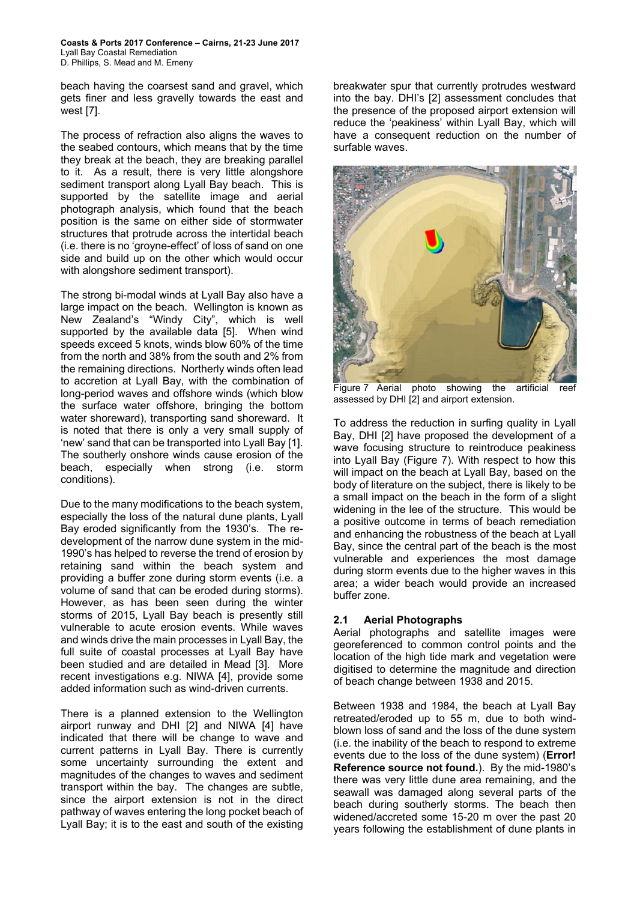beach having the coarsest sand and gravel, which gets finer and less gravelly towards the east and west [7].

The process of refraction also aligns the waves to the seabed contours, which means that by the time they break at the beach, they are breaking parallel to it. As a result, there is very little alongshore sediment transport along Lyall Bay beach. This is supported by the satellite image and aerial photograph analysis, which found that the beach position is the same on either side of stormwater structures that protrude across the intertidal beach (i.e. there is no 'groyne-effect' of loss of sand on one side and build up on the other which would occur with alongshore sediment transport).

The strong bi-modal winds at Lyall Bay also have a large impact on the beach. Wellington is known as New Zealand's "Windy City", which is well supported by the available data [5]. When wind speeds exceed 5 knots, winds blow 60% of the time from the north and 38% from the south and 2% from the remaining directions. Northerly winds often lead to accretion at Lyall Bay, with the combination of long-period waves and offshore winds (which blow the surface water offshore, bringing the bottom water shoreward), transporting sand shoreward. It is noted that there is only a very small supply of 'new' sand that can be transported into Lyall Bay [1]. The southerly onshore winds cause erosion of the beach, especially when strong (i.e. storm conditions).

Due to the many modifications to the beach system, especially the loss of the natural dune plants, Lyall Bay eroded significantly from the 1930's. The re-development of the narrow dune system in the mid-1990's has helped to reverse the trend of erosion by retaining sand within the beach system and providing a buffer zone during storm events (i.e. a volume of sand that can be eroded during storms). However, as has been seen during the winter storms of 2015, Lyall Bay beach is presently still vulnerable to acute erosion events. While waves and winds drive the main processes in Lyall Bay, the full suite of coastal processes at Lyall Bay have been studied and are detailed in Mead [3]. More recent investigations e.g. NIWA [4], provide some added information such as wind-driven currents.

There is a planned extension to the Wellington airport runway and DHI [2] and NIWA [4] have indicated that there will be change to wave and current patterns in Lyall Bay. There is currently some uncertainty surrounding the extent and magnitudes of the changes to waves and sediment transport within the bay. The changes are subtle, since the airport extension is not in the direct pathway of waves entering the long pocket beach of Lyall Bay; it is to the east and south of the existing breakwater spur that currently protrudes westward into the bay. DHI's [2] assessment concludes that the presence of the proposed airport extension will reduce the 'peakiness' within Lyall Bay, which will have a consequent reduction on the number of surfable waves.

Figure 7 Aerial photo showing the artificial reef assessed by DHI [2] and airport extension.

To address the reduction in surfing quality in Lyall Bay, DHI [2] have proposed the development of a wave focusing structure to reintroduce peakiness into Lyall Bay (Figure 7). With respect to how this will impact on the beach at Lyall Bay, based on the body of literature on the subject, there is likely to be a small impact on the beach in the form of a slight widening in the lee of the structure. This would be a positive outcome in terms of beach remediation and enhancing the robustness of the beach at Lyall Bay, since the central part of the beach is the most vulnerable and experiences the most damage during storm events due to the higher waves in this area; a wider beach would provide an increased buffer zone.

### 2.1 Aerial Photographs

Aerial photographs and satellite images were georeferenced to common control points and the location of the high tide mark and vegetation were digitised to determine the magnitude and direction of beach change between 1938 and 2015.

Between 1938 and 1984, the beach at Lyall Bay retreated/eroded up to 55 m, due to both wind-blown loss of sand and the loss of the dune system (i.e. the inability of the beach to respond to extreme events due to the loss of the dune system) (**Error! Reference source not found.**). By the mid-1980's there was very little dune area remaining, and the seawall was damaged along several parts of the beach during southerly storms. The beach then widened/accreted some 15-20 m over the past 20 years following the establishment of dune plants in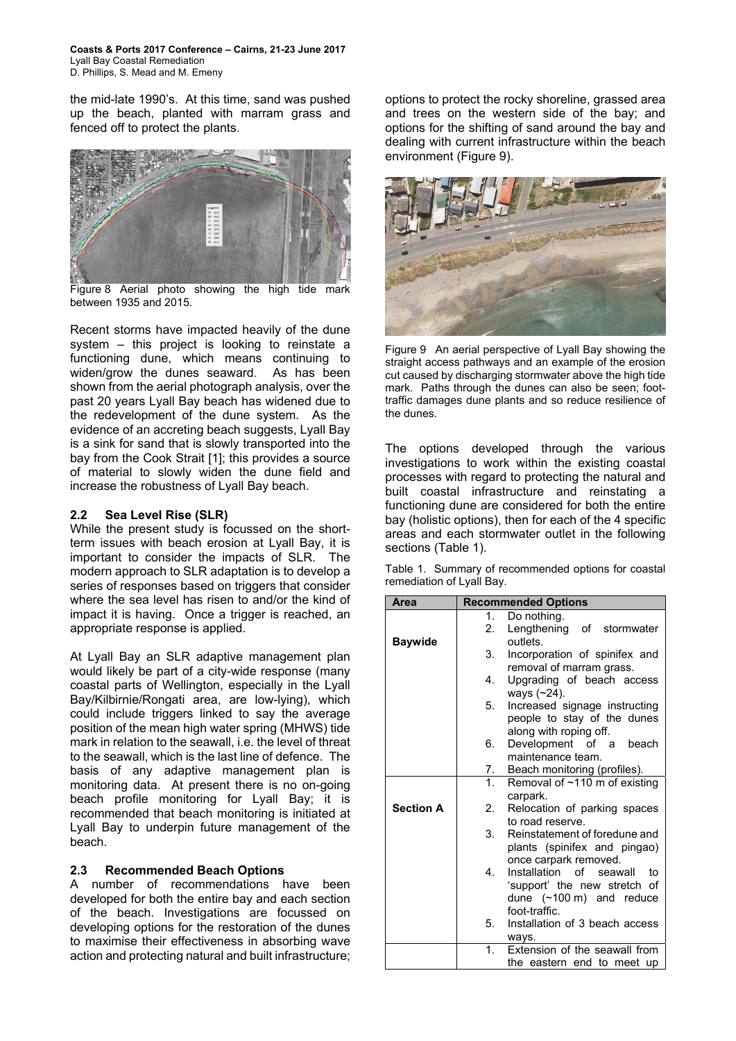the mid-late 1990's. At this time, sand was pushed up the beach, planted with marram grass and fenced off to protect the plants.

Figure 8 Aerial photo showing the high tide mark between 1935 and 2015.

Recent storms have impacted heavily of the dune system – this project is looking to reinstate a functioning dune, which means continuing to widen/grow the dunes seaward. As has been shown from the aerial photograph analysis, over the past 20 years Lyall Bay beach has widened due to the redevelopment of the dune system. As the evidence of an accreting beach suggests, Lyall Bay is a sink for sand that is slowly transported into the bay from the Cook Strait [1]; this provides a source of material to slowly widen the dune field and increase the robustness of Lyall Bay beach.

### 2.2 Sea Level Rise (SLR)

While the present study is focussed on the short-term issues with beach erosion at Lyall Bay, it is important to consider the impacts of SLR. The modern approach to SLR adaptation is to develop a series of responses based on triggers that consider where the sea level has risen to and/or the kind of impact it is having. Once a trigger is reached, an appropriate response is applied.

At Lyall Bay an SLR adaptive management plan would likely be part of a city-wide response (many coastal parts of Wellington, especially in the Lyall Bay/Kilbirnie/Rongati area, are low-lying), which could include triggers linked to say the average position of the mean high water spring (MHWS) tide mark in relation to the seawall, i.e. the level of threat to the seawall, which is the last line of defence. The basis of any adaptive management plan is monitoring data. At present there is no on-going beach profile monitoring for Lyall Bay; it is recommended that beach monitoring is initiated at Lyall Bay to underpin future management of the beach.

### 2.3 Recommended Beach Options

A number of recommendations have been developed for both the entire bay and each section of the beach. Investigations are focussed on developing options for the restoration of the dunes to maximise their effectiveness in absorbing wave action and protecting natural and built infrastructure; options to protect the rocky shoreline, grassed area and trees on the western side of the bay; and options for the shifting of sand around the bay and dealing with current infrastructure within the beach environment (Figure 9).

Figure 9 An aerial perspective of Lyall Bay showing the straight access pathways and an example of the erosion cut caused by discharging stormwater above the high tide mark. Paths through the dunes can also be seen; foot-traffic damages dune plants and so reduce resilience of the dunes.

The options developed through the various investigations to work within the existing coastal processes with regard to protecting the natural and built coastal infrastructure and reinstating a functioning dune are considered for both the entire bay (holistic options), then for each of the 4 specific areas and each stormwater outlet in the following sections (Table 1).

Table 1. Summary of recommended options for coastal remediation of Lyall Bay.

| Area | Recommended Options |
|---|---|
| **Baywide** | 1. Do nothing.<br>2. Lengthening of stormwater outlets.<br>3. Incorporation of spinifex and removal of marram grass.<br>4. Upgrading of beach access ways (~24).<br>5. Increased signage instructing people to stay of the dunes along with roping off.<br>6. Development of a beach maintenance team.<br>7. Beach monitoring (profiles). |
| **Section A** | 1. Removal of ~110 m of existing carpark.<br>2. Relocation of parking spaces to road reserve.<br>3. Reinstatement of foredune and plants (spinifex and pingao) once carpark removed.<br>4. Installation of seawall to 'support' the new stretch of dune (~100 m) and reduce foot-traffic.<br>5. Installation of 3 beach access ways. |
| | 1. Extension of the seawall from the eastern end to meet up |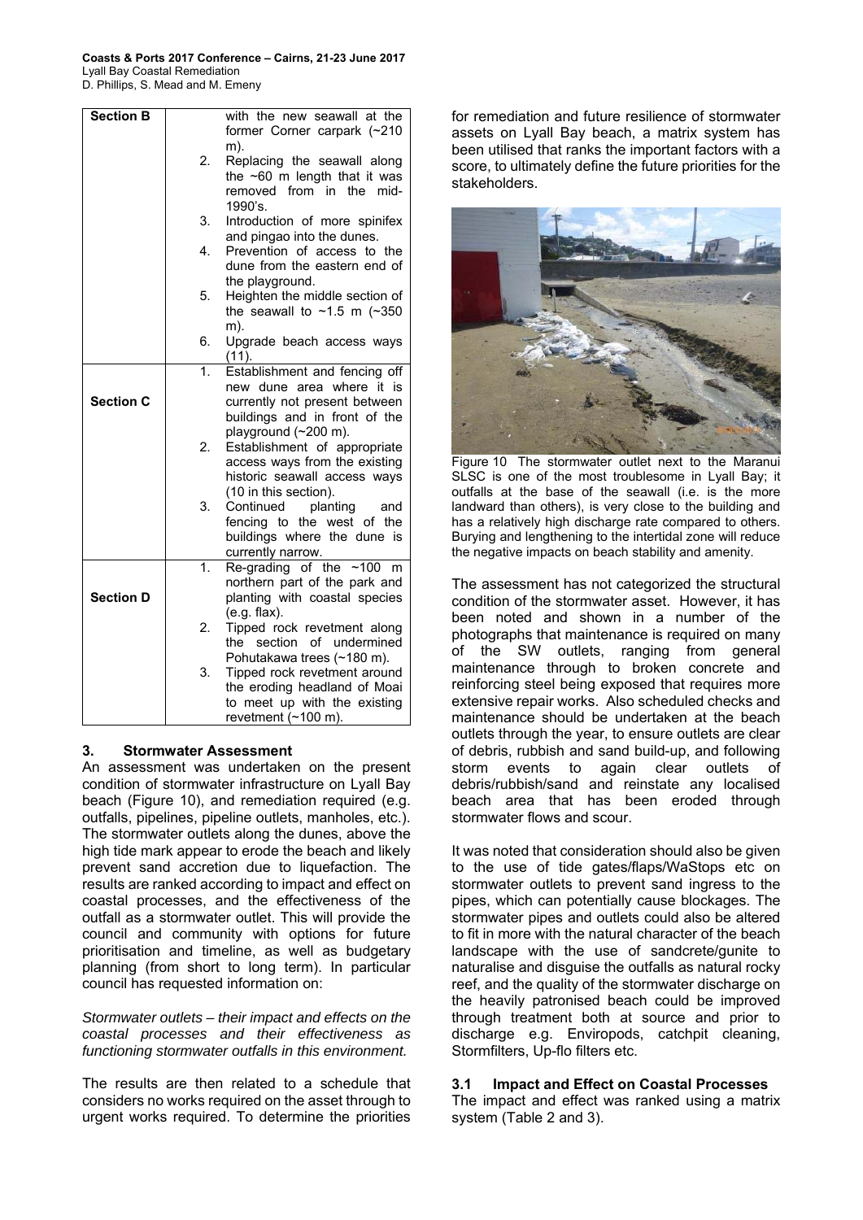| | |
|---|---|
| **Section B** | with the new seawall at the former Corner carpark (~210 m).<br>2. Replacing the seawall along the ~60 m length that it was removed from in the mid-1990's.<br>3. Introduction of more spinifex and pingao into the dunes.<br>4. Prevention of access to the dune from the eastern end of the playground.<br>5. Heighten the middle section of the seawall to ~1.5 m (~350 m).<br>6. Upgrade beach access ways (11). |
| **Section C** | 1. Establishment and fencing off new dune area where it is currently not present between buildings and in front of the playground (~200 m).<br>2. Establishment of appropriate access ways from the existing historic seawall access ways (10 in this section).<br>3. Continued planting and fencing to the west of the buildings where the dune is currently narrow. |
| **Section D** | 1. Re-grading of the ~100 m northern part of the park and planting with coastal species (e.g. flax).<br>2. Tipped rock revetment along the section of undermined Pohutakawa trees (~180 m).<br>3. Tipped rock revetment around the eroding headland of Moai to meet up with the existing revetment (~100 m). |

## 3. Stormwater Assessment

An assessment was undertaken on the present condition of stormwater infrastructure on Lyall Bay beach (Figure 10), and remediation required (e.g. outfalls, pipelines, pipeline outlets, manholes, etc.). The stormwater outlets along the dunes, above the high tide mark appear to erode the beach and likely prevent sand accretion due to liquefaction. The results are ranked according to impact and effect on coastal processes, and the effectiveness of the outfall as a stormwater outlet. This will provide the council and community with options for future prioritisation and timeline, as well as budgetary planning (from short to long term). In particular council has requested information on:

*Stormwater outlets – their impact and effects on the coastal processes and their effectiveness as functioning stormwater outfalls in this environment.*

The results are then related to a schedule that considers no works required on the asset through to urgent works required. To determine the priorities for remediation and future resilience of stormwater assets on Lyall Bay beach, a matrix system has been utilised that ranks the important factors with a score, to ultimately define the future priorities for the stakeholders.

Figure 10 The stormwater outlet next to the Maranui SLSC is one of the most troublesome in Lyall Bay; it outfalls at the base of the seawall (i.e. is the more landward than others), is very close to the building and has a relatively high discharge rate compared to others. Burying and lengthening to the intertidal zone will reduce the negative impacts on beach stability and amenity.

The assessment has not categorized the structural condition of the stormwater asset. However, it has been noted and shown in a number of the photographs that maintenance is required on many of the SW outlets, ranging from general maintenance through to broken concrete and reinforcing steel being exposed that requires more extensive repair works. Also scheduled checks and maintenance should be undertaken at the beach outlets through the year, to ensure outlets are clear of debris, rubbish and sand build-up, and following storm events to again clear outlets of debris/rubbish/sand and reinstate any localised beach area that has been eroded through stormwater flows and scour.

It was noted that consideration should also be given to the use of tide gates/flaps/WaStops etc on stormwater outlets to prevent sand ingress to the pipes, which can potentially cause blockages. The stormwater pipes and outlets could also be altered to fit in more with the natural character of the beach landscape with the use of sandcrete/gunite to naturalise and disguise the outfalls as natural rocky reef, and the quality of the stormwater discharge on the heavily patronised beach could be improved through treatment both at source and prior to discharge e.g. Enviropods, catchpit cleaning, Stormfilters, Up-flo filters etc.

### 3.1 Impact and Effect on Coastal Processes

The impact and effect was ranked using a matrix system (Table 2 and 3).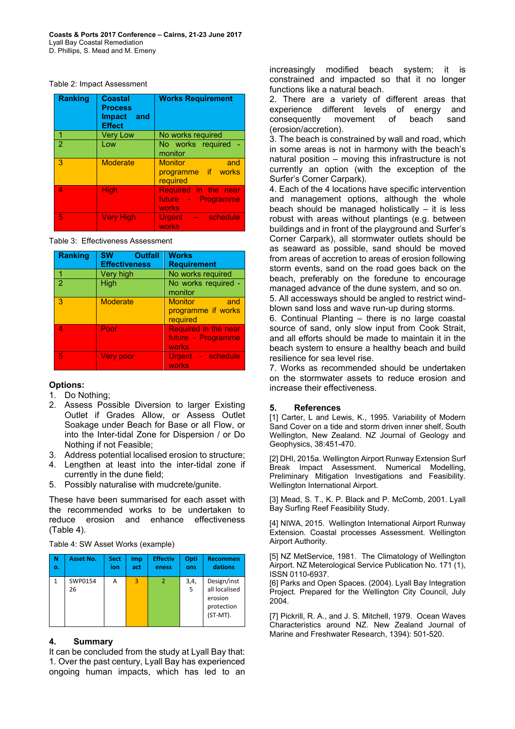Table 2: Impact Assessment

| Ranking | Coastal Process Impact and Effect | Works Requirement |
|---|---|---|
| 1 | Very Low | No works required |
| 2 | Low | No works required - monitor |
| 3 | Moderate | Monitor and programme if works required |
| 4 | High | Required in the near future - Programme works |
| 5 | Very High | Urgent – schedule works |

Table 3: Effectiveness Assessment

| Ranking | SW Outfall Effectiveness | Works Requirement |
|---|---|---|
| 1 | Very high | No works required |
| 2 | High | No works required - monitor |
| 3 | Moderate | Monitor and programme if works required |
| 4 | Poor | Required in the near future - Programme works |
| 5 | Very poor | Urgent - schedule works |

**Options:**

1. Do Nothing;
2. Assess Possible Diversion to larger Existing Outlet if Grades Allow, or Assess Outlet Soakage under Beach for Base or all Flow, or into the Inter-tidal Zone for Dispersion / or Do Nothing if not Feasible;
3. Address potential localised erosion to structure;
4. Lengthen at least into the inter-tidal zone if currently in the dune field;
5. Possibly naturalise with mudcrete/gunite.

These have been summarised for each asset with the recommended works to be undertaken to reduce erosion and enhance effectiveness (Table 4).

Table 4: SW Asset Works (example)

| No. | Asset No. | Section | Impact | Effectiveness | Options | Recommendations |
|---|---|---|---|---|---|---|
| 1 | SWP015426 | A | 3 | 2 | 3,4,5 | Design/install all localised erosion protection (ST-MT). |

## 4. Summary

It can be concluded from the study at Lyall Bay that:

1. Over the past century, Lyall Bay has experienced ongoing human impacts, which has led to an increasingly modified beach system; it is constrained and impacted so that it no longer functions like a natural beach.
2. There are a variety of different areas that experience different levels of energy and consequently movement of beach sand (erosion/accretion).
3. The beach is constrained by wall and road, which in some areas is not in harmony with the beach's natural position – moving this infrastructure is not currently an option (with the exception of the Surfer's Corner Carpark).
4. Each of the 4 locations have specific intervention and management options, although the whole beach should be managed holistically – it is less robust with areas without plantings (e.g. between buildings and in front of the playground and Surfer's Corner Carpark), all stormwater outlets should be as seaward as possible, sand should be moved from areas of accretion to areas of erosion following storm events, sand on the road goes back on the beach, preferably on the foredune to encourage managed advance of the dune system, and so on.
5. All accessways should be angled to restrict wind-blown sand loss and wave run-up during storms.
6. Continual Planting – there is no large coastal source of sand, only slow input from Cook Strait, and all efforts should be made to maintain it in the beach system to ensure a healthy beach and build resilience for sea level rise.
7. Works as recommended should be undertaken on the stormwater assets to reduce erosion and increase their effectiveness.

## 5. References

[1] Carter, L and Lewis, K., 1995. Variability of Modern Sand Cover on a tide and storm driven inner shelf, South Wellington, New Zealand. NZ Journal of Geology and Geophysics, 38:451-470.

[2] DHI, 2015a. Wellington Airport Runway Extension Surf Break Impact Assessment. Numerical Modelling, Preliminary Mitigation Investigations and Feasibility. Wellington International Airport.

[3] Mead, S. T., K. P. Black and P. McComb, 2001. Lyall Bay Surfing Reef Feasibility Study.

[4] NIWA, 2015. Wellington International Airport Runway Extension. Coastal processes Assessment. Wellington Airport Authority.

[5] NZ MetService, 1981. The Climatology of Wellington Airport. NZ Meterological Service Publication No. 171 (1), ISSN 0110-6937.

[6] Parks and Open Spaces. (2004). Lyall Bay Integration Project. Prepared for the Wellington City Council, July 2004.

[7] Pickrill, R. A., and J. S. Mitchell, 1979. Ocean Waves Characteristics around NZ. New Zealand Journal of Marine and Freshwater Research, 1394): 501-520.